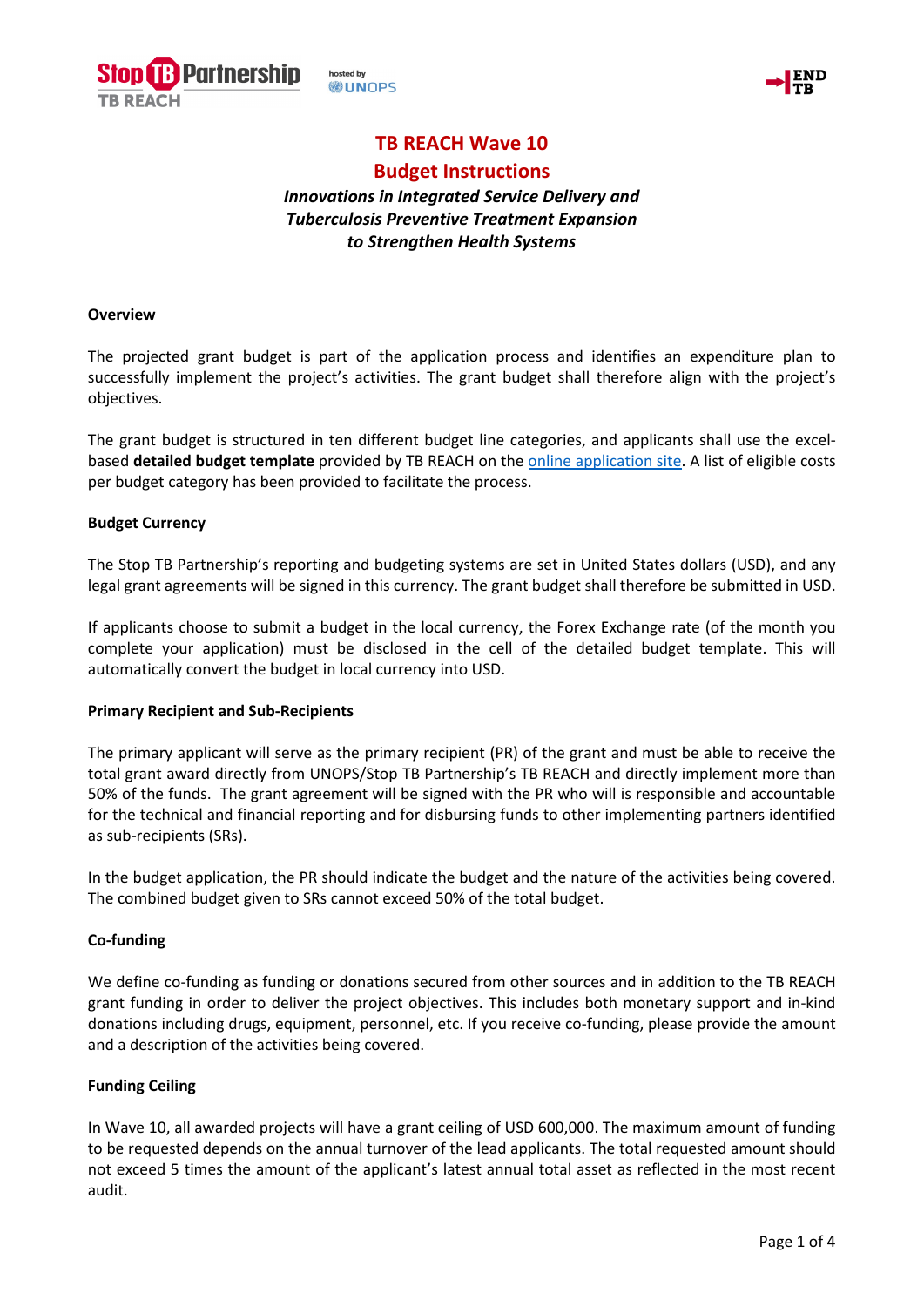# TB REACH Wave 10

## Budget Instructions

***Innovations in Integrated Service Delivery and Tuberculosis Preventive Treatment Expansion to Strengthen Health Systems***

**Overview**

The projected grant budget is part of the application process and identifies an expenditure plan to successfully implement the project's activities. The grant budget shall therefore align with the project's objectives.

The grant budget is structured in ten different budget line categories, and applicants shall use the excel-based **detailed budget template** provided by TB REACH on the online application site. A list of eligible costs per budget category has been provided to facilitate the process.

**Budget Currency**

The Stop TB Partnership's reporting and budgeting systems are set in United States dollars (USD), and any legal grant agreements will be signed in this currency. The grant budget shall therefore be submitted in USD.

If applicants choose to submit a budget in the local currency, the Forex Exchange rate (of the month you complete your application) must be disclosed in the cell of the detailed budget template. This will automatically convert the budget in local currency into USD.

**Primary Recipient and Sub-Recipients**

The primary applicant will serve as the primary recipient (PR) of the grant and must be able to receive the total grant award directly from UNOPS/Stop TB Partnership's TB REACH and directly implement more than 50% of the funds. The grant agreement will be signed with the PR who will is responsible and accountable for the technical and financial reporting and for disbursing funds to other implementing partners identified as sub-recipients (SRs).

In the budget application, the PR should indicate the budget and the nature of the activities being covered. The combined budget given to SRs cannot exceed 50% of the total budget.

**Co-funding**

We define co-funding as funding or donations secured from other sources and in addition to the TB REACH grant funding in order to deliver the project objectives. This includes both monetary support and in-kind donations including drugs, equipment, personnel, etc. If you receive co-funding, please provide the amount and a description of the activities being covered.

**Funding Ceiling**

In Wave 10, all awarded projects will have a grant ceiling of USD 600,000. The maximum amount of funding to be requested depends on the annual turnover of the lead applicants. The total requested amount should not exceed 5 times the amount of the applicant's latest annual total asset as reflected in the most recent audit.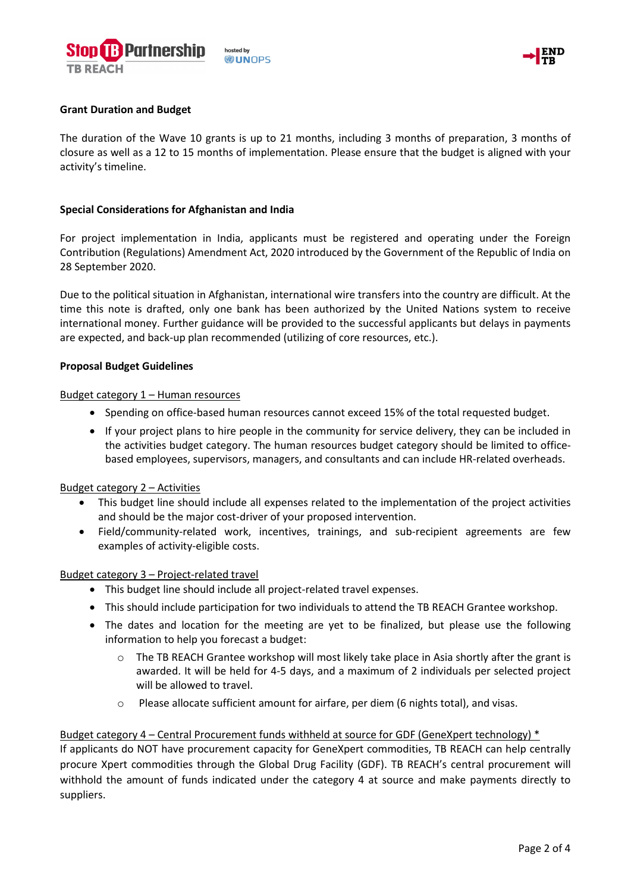**Grant Duration and Budget**

The duration of the Wave 10 grants is up to 21 months, including 3 months of preparation, 3 months of closure as well as a 12 to 15 months of implementation. Please ensure that the budget is aligned with your activity's timeline.

**Special Considerations for Afghanistan and India**

For project implementation in India, applicants must be registered and operating under the Foreign Contribution (Regulations) Amendment Act, 2020 introduced by the Government of the Republic of India on 28 September 2020.

Due to the political situation in Afghanistan, international wire transfers into the country are difficult. At the time this note is drafted, only one bank has been authorized by the United Nations system to receive international money. Further guidance will be provided to the successful applicants but delays in payments are expected, and back-up plan recommended (utilizing of core resources, etc.).

**Proposal Budget Guidelines**

<u>Budget category 1 – Human resources</u>

- Spending on office-based human resources cannot exceed 15% of the total requested budget.
- If your project plans to hire people in the community for service delivery, they can be included in the activities budget category. The human resources budget category should be limited to office-based employees, supervisors, managers, and consultants and can include HR-related overheads.

<u>Budget category 2 – Activities</u>

- This budget line should include all expenses related to the implementation of the project activities and should be the major cost-driver of your proposed intervention.
- Field/community-related work, incentives, trainings, and sub-recipient agreements are few examples of activity-eligible costs.

<u>Budget category 3 – Project-related travel</u>

- This budget line should include all project-related travel expenses.
- This should include participation for two individuals to attend the TB REACH Grantee workshop.
- The dates and location for the meeting are yet to be finalized, but please use the following information to help you forecast a budget:
  - The TB REACH Grantee workshop will most likely take place in Asia shortly after the grant is awarded. It will be held for 4-5 days, and a maximum of 2 individuals per selected project will be allowed to travel.
  - Please allocate sufficient amount for airfare, per diem (6 nights total), and visas.

<u>Budget category 4 – Central Procurement funds withheld at source for GDF (GeneXpert technology) *</u>

If applicants do NOT have procurement capacity for GeneXpert commodities, TB REACH can help centrally procure Xpert commodities through the Global Drug Facility (GDF). TB REACH's central procurement will withhold the amount of funds indicated under the category 4 at source and make payments directly to suppliers.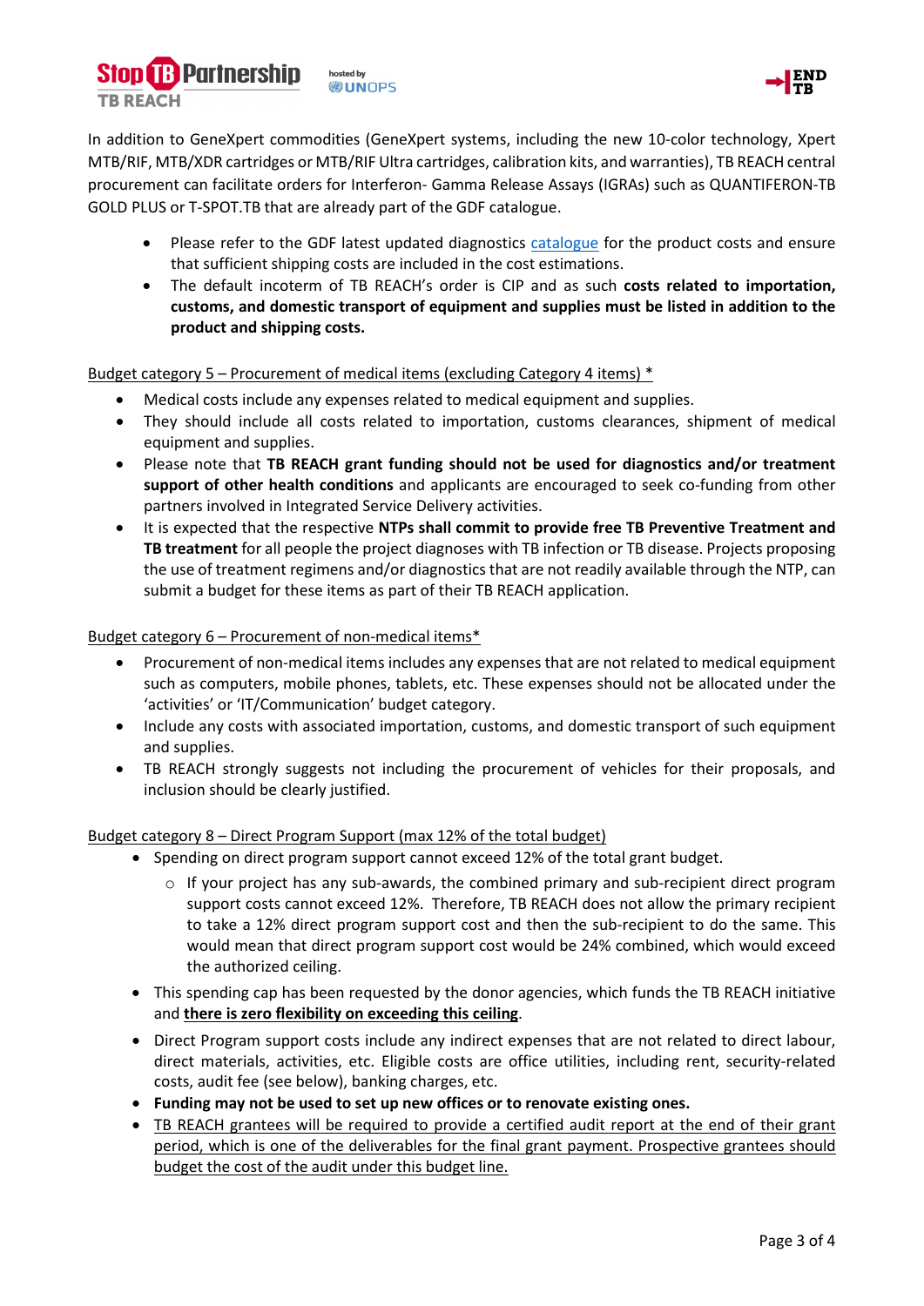In addition to GeneXpert commodities (GeneXpert systems, including the new 10-color technology, Xpert MTB/RIF, MTB/XDR cartridges or MTB/RIF Ultra cartridges, calibration kits, and warranties), TB REACH central procurement can facilitate orders for Interferon- Gamma Release Assays (IGRAs) such as QUANTIFERON-TB GOLD PLUS or T-SPOT.TB that are already part of the GDF catalogue.

- Please refer to the GDF latest updated diagnostics catalogue for the product costs and ensure that sufficient shipping costs are included in the cost estimations.
- The default incoterm of TB REACH's order is CIP and as such **costs related to importation, customs, and domestic transport of equipment and supplies must be listed in addition to the product and shipping costs.**

Budget category 5 – Procurement of medical items (excluding Category 4 items) *

- Medical costs include any expenses related to medical equipment and supplies.
- They should include all costs related to importation, customs clearances, shipment of medical equipment and supplies.
- Please note that **TB REACH grant funding should not be used for diagnostics and/or treatment support of other health conditions** and applicants are encouraged to seek co-funding from other partners involved in Integrated Service Delivery activities.
- It is expected that the respective **NTPs shall commit to provide free TB Preventive Treatment and TB treatment** for all people the project diagnoses with TB infection or TB disease. Projects proposing the use of treatment regimens and/or diagnostics that are not readily available through the NTP, can submit a budget for these items as part of their TB REACH application.

Budget category 6 – Procurement of non-medical items*

- Procurement of non-medical items includes any expenses that are not related to medical equipment such as computers, mobile phones, tablets, etc. These expenses should not be allocated under the 'activities' or 'IT/Communication' budget category.
- Include any costs with associated importation, customs, and domestic transport of such equipment and supplies.
- TB REACH strongly suggests not including the procurement of vehicles for their proposals, and inclusion should be clearly justified.

Budget category 8 – Direct Program Support (max 12% of the total budget)

- Spending on direct program support cannot exceed 12% of the total grant budget.
  - If your project has any sub-awards, the combined primary and sub-recipient direct program support costs cannot exceed 12%. Therefore, TB REACH does not allow the primary recipient to take a 12% direct program support cost and then the sub-recipient to do the same. This would mean that direct program support cost would be 24% combined, which would exceed the authorized ceiling.
- This spending cap has been requested by the donor agencies, which funds the TB REACH initiative and **there is zero flexibility on exceeding this ceiling**.
- Direct Program support costs include any indirect expenses that are not related to direct labour, direct materials, activities, etc. Eligible costs are office utilities, including rent, security-related costs, audit fee (see below), banking charges, etc.
- **Funding may not be used to set up new offices or to renovate existing ones.**
- TB REACH grantees will be required to provide a certified audit report at the end of their grant period, which is one of the deliverables for the final grant payment. Prospective grantees should budget the cost of the audit under this budget line.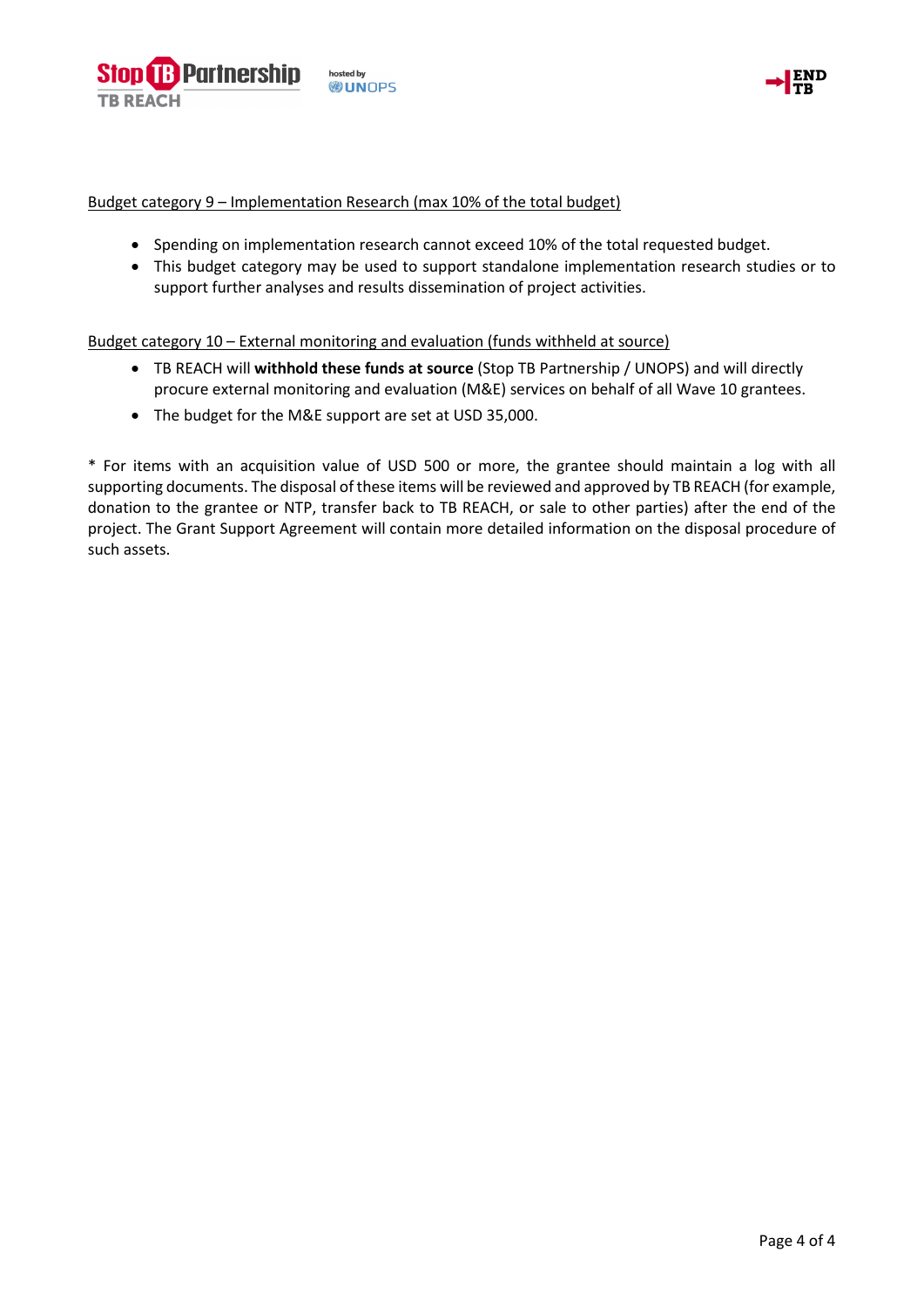Budget category 9 – Implementation Research (max 10% of the total budget)

- Spending on implementation research cannot exceed 10% of the total requested budget.
- This budget category may be used to support standalone implementation research studies or to support further analyses and results dissemination of project activities.

Budget category 10 – External monitoring and evaluation (funds withheld at source)

- TB REACH will **withhold these funds at source** (Stop TB Partnership / UNOPS) and will directly procure external monitoring and evaluation (M&E) services on behalf of all Wave 10 grantees.
- The budget for the M&E support are set at USD 35,000.

* For items with an acquisition value of USD 500 or more, the grantee should maintain a log with all supporting documents. The disposal of these items will be reviewed and approved by TB REACH (for example, donation to the grantee or NTP, transfer back to TB REACH, or sale to other parties) after the end of the project. The Grant Support Agreement will contain more detailed information on the disposal procedure of such assets.